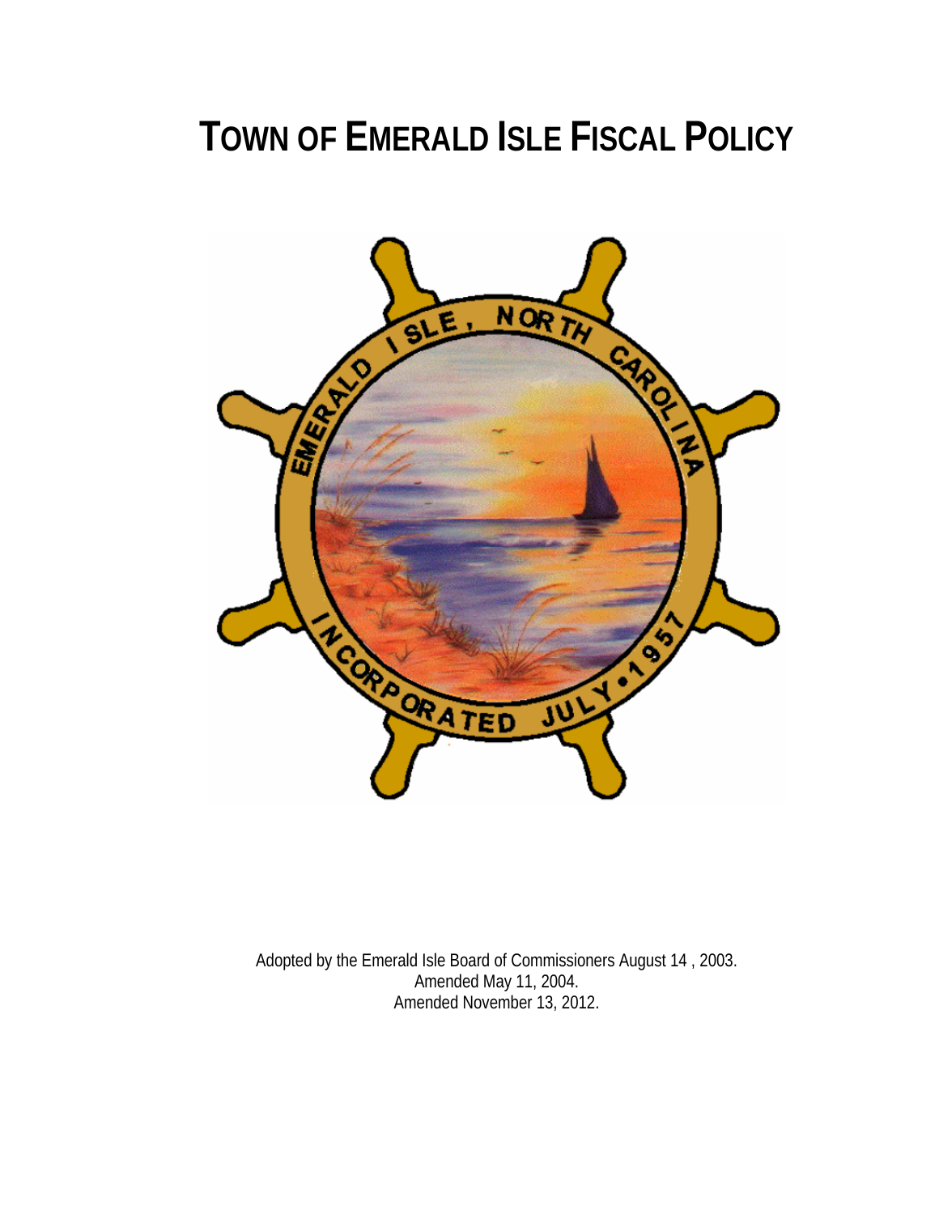# TOWN OF EMERALD ISLE FISCAL POLICY

Adopted by the Emerald Isle Board of Commissioners August 14 , 2003.
Amended May 11, 2004.
Amended November 13, 2012.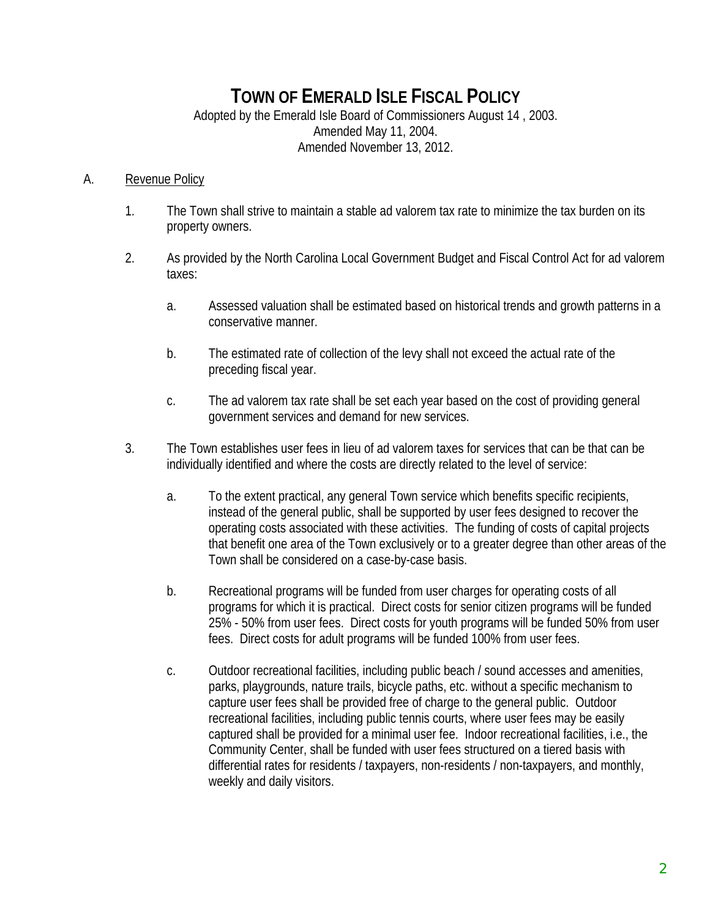# TOWN OF EMERALD ISLE FISCAL POLICY

Adopted by the Emerald Isle Board of Commissioners August 14 , 2003.
Amended May 11, 2004.
Amended November 13, 2012.

A. Revenue Policy

1. The Town shall strive to maintain a stable ad valorem tax rate to minimize the tax burden on its property owners.

2. As provided by the North Carolina Local Government Budget and Fiscal Control Act for ad valorem taxes:

   a. Assessed valuation shall be estimated based on historical trends and growth patterns in a conservative manner.

   b. The estimated rate of collection of the levy shall not exceed the actual rate of the preceding fiscal year.

   c. The ad valorem tax rate shall be set each year based on the cost of providing general government services and demand for new services.

3. The Town establishes user fees in lieu of ad valorem taxes for services that can be that can be individually identified and where the costs are directly related to the level of service:

   a. To the extent practical, any general Town service which benefits specific recipients, instead of the general public, shall be supported by user fees designed to recover the operating costs associated with these activities. The funding of costs of capital projects that benefit one area of the Town exclusively or to a greater degree than other areas of the Town shall be considered on a case-by-case basis.

   b. Recreational programs will be funded from user charges for operating costs of all programs for which it is practical. Direct costs for senior citizen programs will be funded 25% - 50% from user fees. Direct costs for youth programs will be funded 50% from user fees. Direct costs for adult programs will be funded 100% from user fees.

   c. Outdoor recreational facilities, including public beach / sound accesses and amenities, parks, playgrounds, nature trails, bicycle paths, etc. without a specific mechanism to capture user fees shall be provided free of charge to the general public. Outdoor recreational facilities, including public tennis courts, where user fees may be easily captured shall be provided for a minimal user fee. Indoor recreational facilities, i.e., the Community Center, shall be funded with user fees structured on a tiered basis with differential rates for residents / taxpayers, non-residents / non-taxpayers, and monthly, weekly and daily visitors.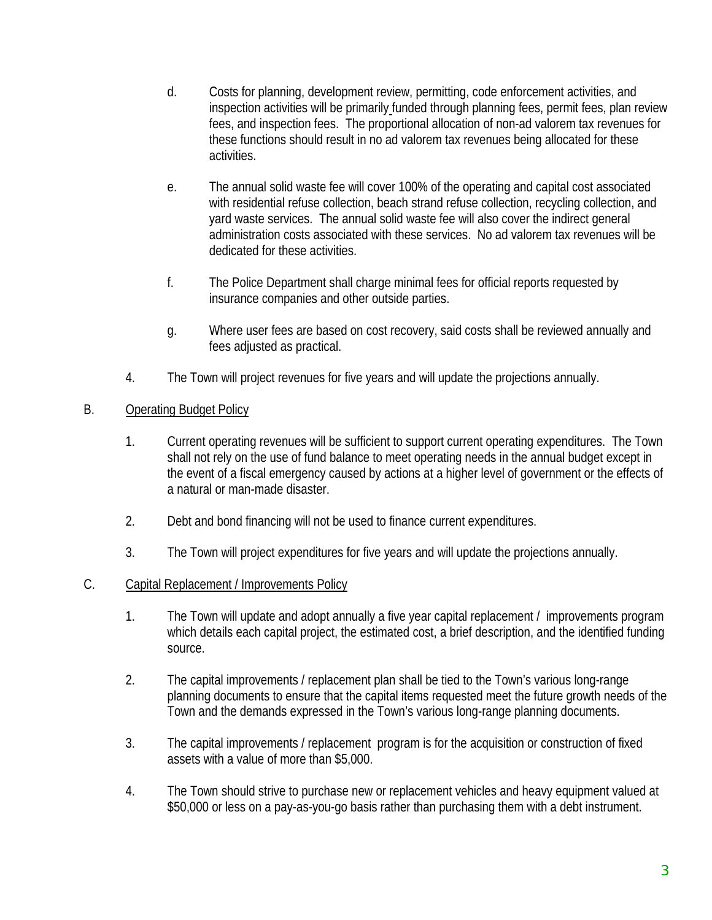d. Costs for planning, development review, permitting, code enforcement activities, and inspection activities will be primarily funded through planning fees, permit fees, plan review fees, and inspection fees. The proportional allocation of non-ad valorem tax revenues for these functions should result in no ad valorem tax revenues being allocated for these activities.

e. The annual solid waste fee will cover 100% of the operating and capital cost associated with residential refuse collection, beach strand refuse collection, recycling collection, and yard waste services. The annual solid waste fee will also cover the indirect general administration costs associated with these services. No ad valorem tax revenues will be dedicated for these activities.

f. The Police Department shall charge minimal fees for official reports requested by insurance companies and other outside parties.

g. Where user fees are based on cost recovery, said costs shall be reviewed annually and fees adjusted as practical.

4. The Town will project revenues for five years and will update the projections annually.

B. Operating Budget Policy

1. Current operating revenues will be sufficient to support current operating expenditures. The Town shall not rely on the use of fund balance to meet operating needs in the annual budget except in the event of a fiscal emergency caused by actions at a higher level of government or the effects of a natural or man-made disaster.

2. Debt and bond financing will not be used to finance current expenditures.

3. The Town will project expenditures for five years and will update the projections annually.

C. Capital Replacement / Improvements Policy

1. The Town will update and adopt annually a five year capital replacement / improvements program which details each capital project, the estimated cost, a brief description, and the identified funding source.

2. The capital improvements / replacement plan shall be tied to the Town's various long-range planning documents to ensure that the capital items requested meet the future growth needs of the Town and the demands expressed in the Town's various long-range planning documents.

3. The capital improvements / replacement program is for the acquisition or construction of fixed assets with a value of more than $5,000.

4. The Town should strive to purchase new or replacement vehicles and heavy equipment valued at $50,000 or less on a pay-as-you-go basis rather than purchasing them with a debt instrument.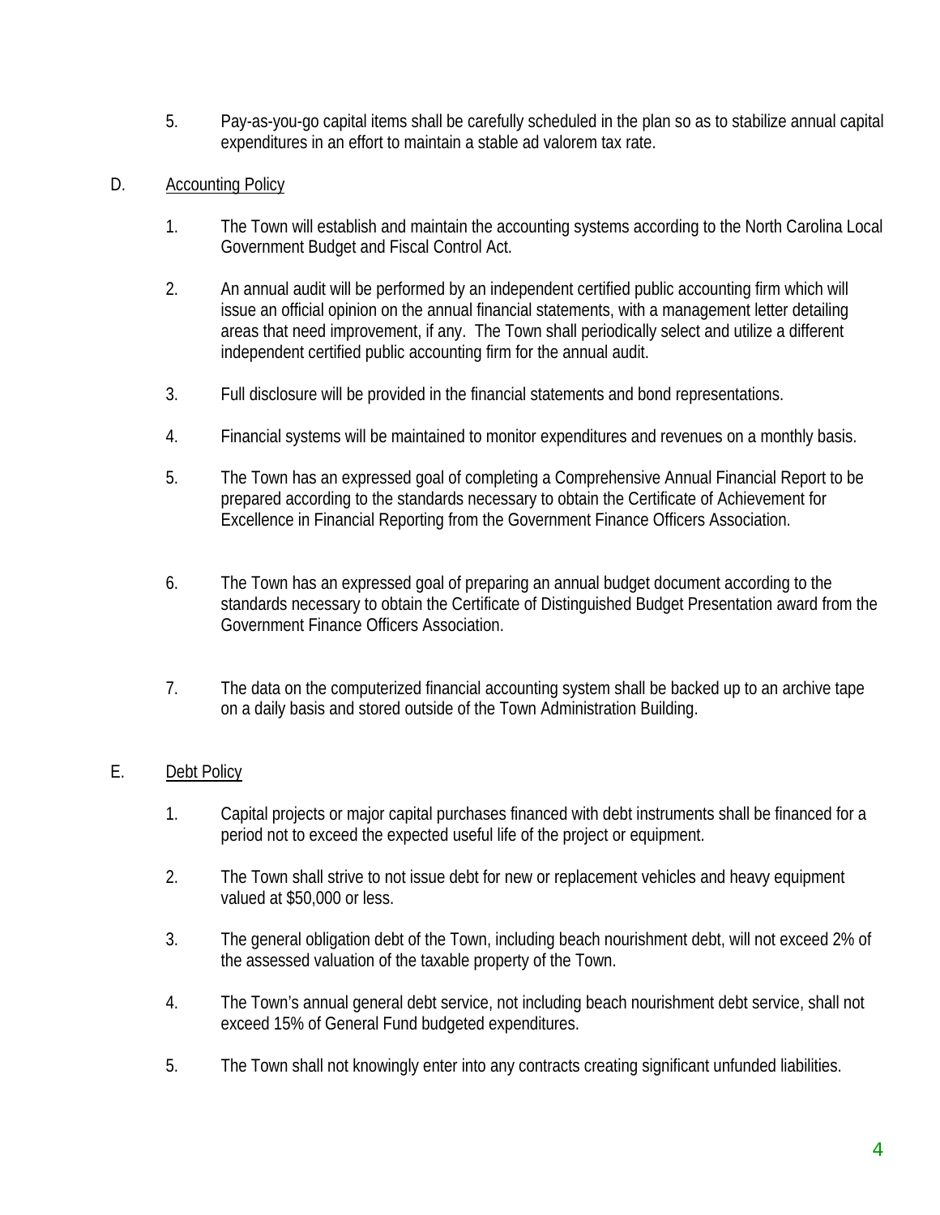5. Pay-as-you-go capital items shall be carefully scheduled in the plan so as to stabilize annual capital expenditures in an effort to maintain a stable ad valorem tax rate.

D. Accounting Policy

1. The Town will establish and maintain the accounting systems according to the North Carolina Local Government Budget and Fiscal Control Act.

2. An annual audit will be performed by an independent certified public accounting firm which will issue an official opinion on the annual financial statements, with a management letter detailing areas that need improvement, if any. The Town shall periodically select and utilize a different independent certified public accounting firm for the annual audit.

3. Full disclosure will be provided in the financial statements and bond representations.

4. Financial systems will be maintained to monitor expenditures and revenues on a monthly basis.

5. The Town has an expressed goal of completing a Comprehensive Annual Financial Report to be prepared according to the standards necessary to obtain the Certificate of Achievement for Excellence in Financial Reporting from the Government Finance Officers Association.

6. The Town has an expressed goal of preparing an annual budget document according to the standards necessary to obtain the Certificate of Distinguished Budget Presentation award from the Government Finance Officers Association.

7. The data on the computerized financial accounting system shall be backed up to an archive tape on a daily basis and stored outside of the Town Administration Building.

E. Debt Policy

1. Capital projects or major capital purchases financed with debt instruments shall be financed for a period not to exceed the expected useful life of the project or equipment.

2. The Town shall strive to not issue debt for new or replacement vehicles and heavy equipment valued at $50,000 or less.

3. The general obligation debt of the Town, including beach nourishment debt, will not exceed 2% of the assessed valuation of the taxable property of the Town.

4. The Town's annual general debt service, not including beach nourishment debt service, shall not exceed 15% of General Fund budgeted expenditures.

5. The Town shall not knowingly enter into any contracts creating significant unfunded liabilities.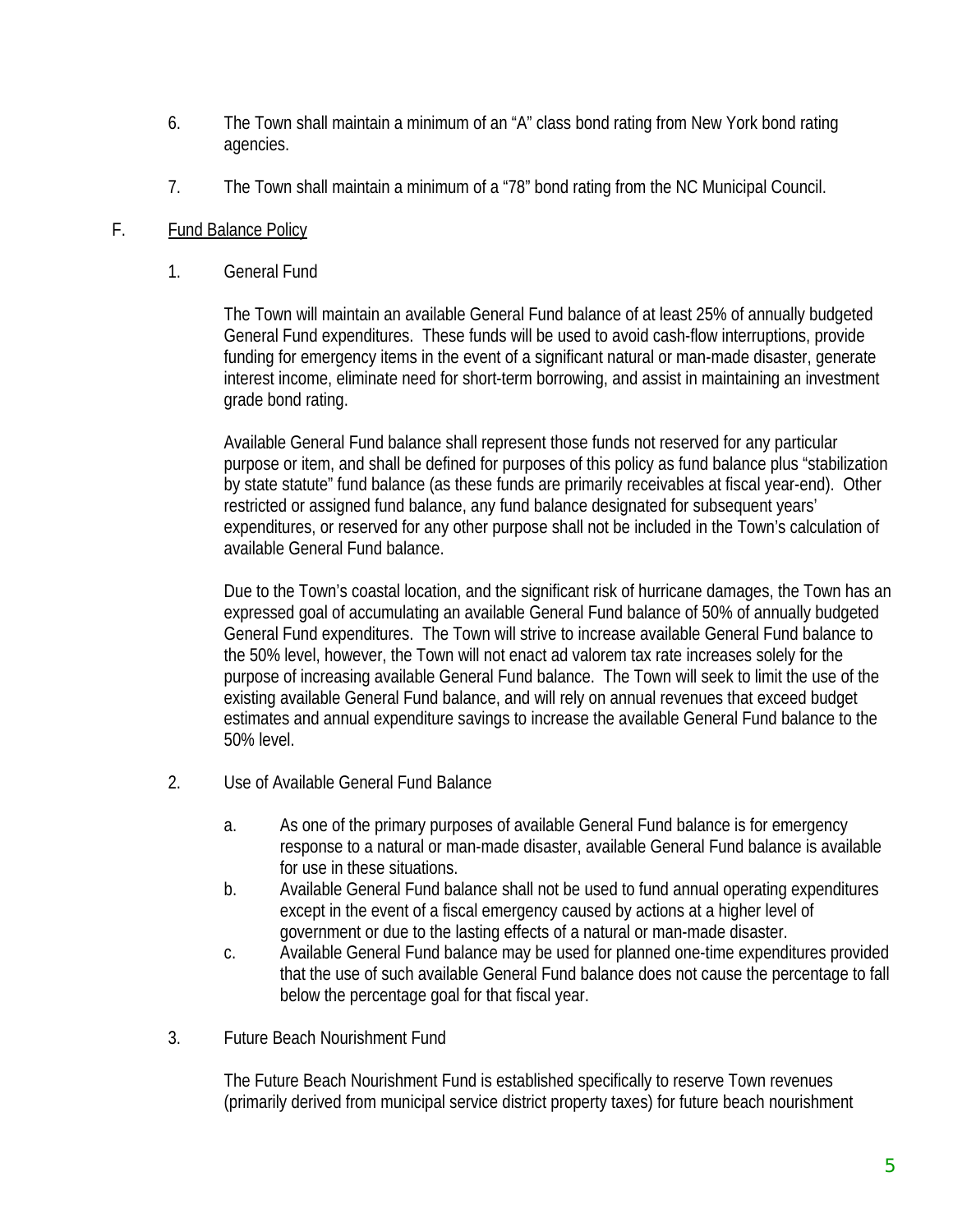6. The Town shall maintain a minimum of an "A" class bond rating from New York bond rating agencies.

7. The Town shall maintain a minimum of a "78" bond rating from the NC Municipal Council.

F. <u>Fund Balance Policy</u>

1. General Fund

   The Town will maintain an available General Fund balance of at least 25% of annually budgeted General Fund expenditures. These funds will be used to avoid cash-flow interruptions, provide funding for emergency items in the event of a significant natural or man-made disaster, generate interest income, eliminate need for short-term borrowing, and assist in maintaining an investment grade bond rating.

   Available General Fund balance shall represent those funds not reserved for any particular purpose or item, and shall be defined for purposes of this policy as fund balance plus "stabilization by state statute" fund balance (as these funds are primarily receivables at fiscal year-end). Other restricted or assigned fund balance, any fund balance designated for subsequent years' expenditures, or reserved for any other purpose shall not be included in the Town's calculation of available General Fund balance.

   Due to the Town's coastal location, and the significant risk of hurricane damages, the Town has an expressed goal of accumulating an available General Fund balance of 50% of annually budgeted General Fund expenditures. The Town will strive to increase available General Fund balance to the 50% level, however, the Town will not enact ad valorem tax rate increases solely for the purpose of increasing available General Fund balance. The Town will seek to limit the use of the existing available General Fund balance, and will rely on annual revenues that exceed budget estimates and annual expenditure savings to increase the available General Fund balance to the 50% level.

2. Use of Available General Fund Balance

   a. As one of the primary purposes of available General Fund balance is for emergency response to a natural or man-made disaster, available General Fund balance is available for use in these situations.
   b. Available General Fund balance shall not be used to fund annual operating expenditures except in the event of a fiscal emergency caused by actions at a higher level of government or due to the lasting effects of a natural or man-made disaster.
   c. Available General Fund balance may be used for planned one-time expenditures provided that the use of such available General Fund balance does not cause the percentage to fall below the percentage goal for that fiscal year.

3. Future Beach Nourishment Fund

   The Future Beach Nourishment Fund is established specifically to reserve Town revenues (primarily derived from municipal service district property taxes) for future beach nourishment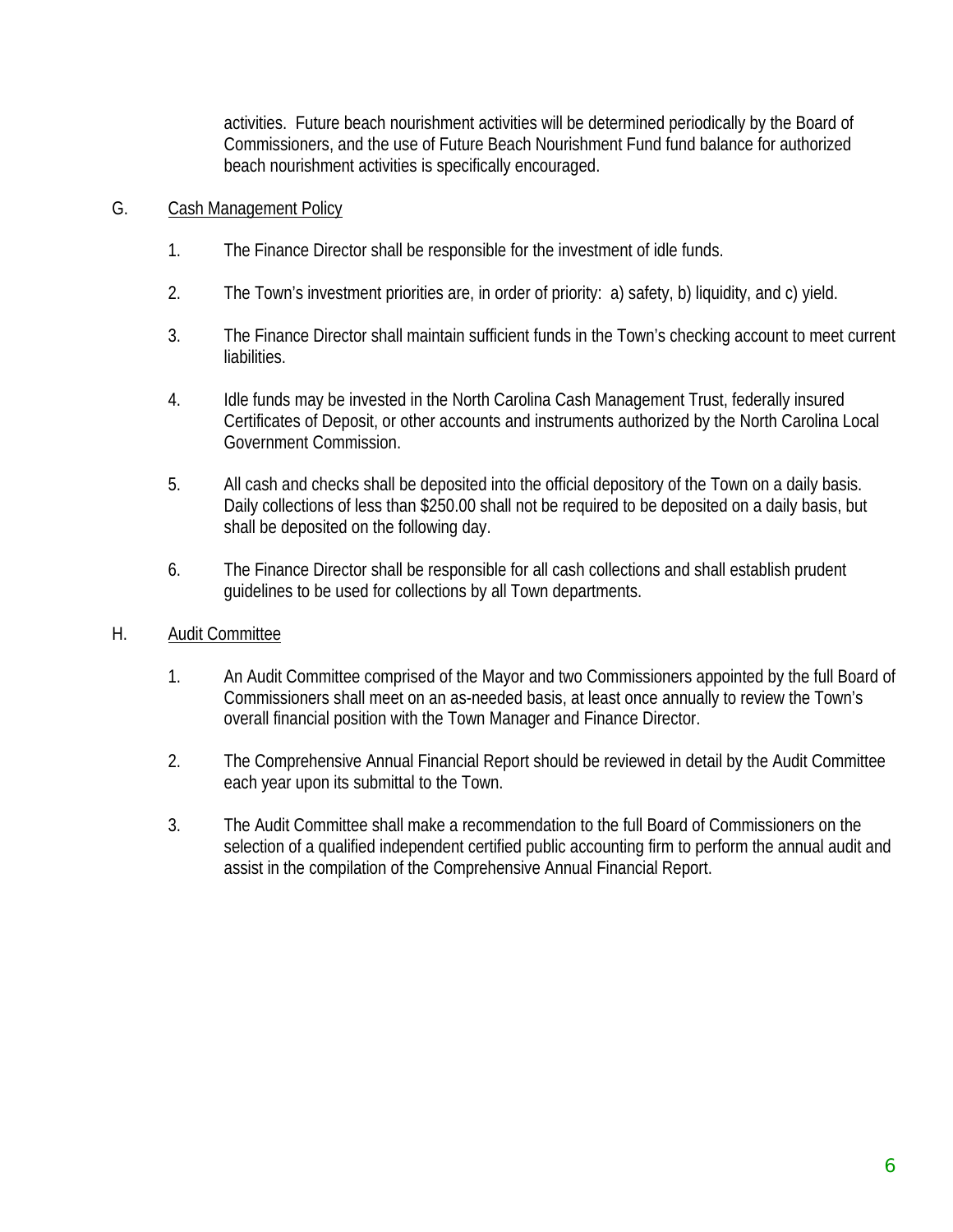activities. Future beach nourishment activities will be determined periodically by the Board of Commissioners, and the use of Future Beach Nourishment Fund fund balance for authorized beach nourishment activities is specifically encouraged.

G. Cash Management Policy

1. The Finance Director shall be responsible for the investment of idle funds.

2. The Town's investment priorities are, in order of priority: a) safety, b) liquidity, and c) yield.

3. The Finance Director shall maintain sufficient funds in the Town's checking account to meet current liabilities.

4. Idle funds may be invested in the North Carolina Cash Management Trust, federally insured Certificates of Deposit, or other accounts and instruments authorized by the North Carolina Local Government Commission.

5. All cash and checks shall be deposited into the official depository of the Town on a daily basis. Daily collections of less than $250.00 shall not be required to be deposited on a daily basis, but shall be deposited on the following day.

6. The Finance Director shall be responsible for all cash collections and shall establish prudent guidelines to be used for collections by all Town departments.

H. Audit Committee

1. An Audit Committee comprised of the Mayor and two Commissioners appointed by the full Board of Commissioners shall meet on an as-needed basis, at least once annually to review the Town's overall financial position with the Town Manager and Finance Director.

2. The Comprehensive Annual Financial Report should be reviewed in detail by the Audit Committee each year upon its submittal to the Town.

3. The Audit Committee shall make a recommendation to the full Board of Commissioners on the selection of a qualified independent certified public accounting firm to perform the annual audit and assist in the compilation of the Comprehensive Annual Financial Report.